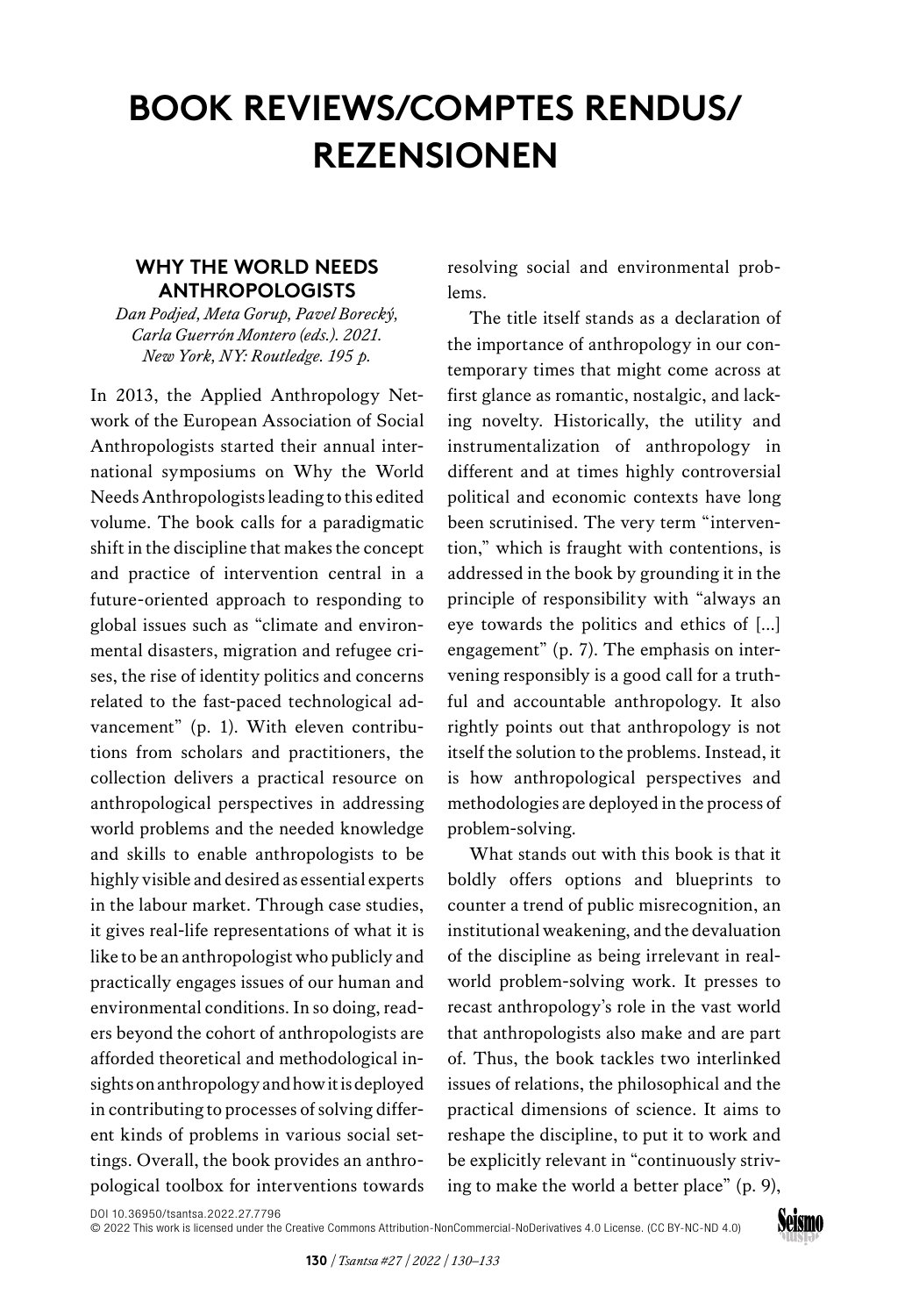# BOOK REVIEWS/COMPTES RENDUS/ REZENSIONEN

## WHY THE WORLD NEEDS ANTHROPOLOGISTS

*Dan Podjed, Meta Gorup, Pavel Borecký, Carla Guerrón Montero (eds.). 2021. New York, NY: Routledge. 195 p.*

In 2013, the Applied Anthropology Network of the European Association of Social Anthropologists started their annual international symposiums on Why the World Needs Anthropologists leading to this edited volume. The book calls for a paradigmatic shift in the discipline that makes the concept and practice of intervention central in a future-oriented approach to responding to global issues such as "climate and environmental disasters, migration and refugee crises, the rise of identity politics and concerns related to the fast-paced technological advancement" (p. 1). With eleven contributions from scholars and practitioners, the collection delivers a practical resource on anthropological perspectives in addressing world problems and the needed knowledge and skills to enable anthropologists to be highly visible and desired as essential experts in the labour market. Through case studies, it gives real-life representations of what it is like to be an anthropologist who publicly and practically engages issues of our human and environmental conditions. In so doing, readers beyond the cohort of anthropologists are afforded theoretical and methodological insights on anthropology and how it is deployed in contributing to processes of solving different kinds of problems in various social settings. Overall, the book provides an anthropological toolbox for interventions towards resolving social and environmental problems.

The title itself stands as a declaration of the importance of anthropology in our contemporary times that might come across at first glance as romantic, nostalgic, and lacking novelty. Historically, the utility and instrumentalization of anthropology in different and at times highly controversial political and economic contexts have long been scrutinised. The very term "intervention," which is fraught with contentions, is addressed in the book by grounding it in the principle of responsibility with "always an eye towards the politics and ethics of [...] engagement" (p. 7). The emphasis on intervening responsibly is a good call for a truthful and accountable anthropology. It also rightly points out that anthropology is not itself the solution to the problems. Instead, it is how anthropological perspectives and methodologies are deployed in the process of problem-solving.

What stands out with this book is that it boldly offers options and blueprints to counter a trend of public misrecognition, an institutional weakening, and the devaluation of the discipline as being irrelevant in real-world problem-solving work. It presses to recast anthropology's role in the vast world that anthropologists also make and are part of. Thus, the book tackles two interlinked issues of relations, the philosophical and the practical dimensions of science. It aims to reshape the discipline, to put it to work and be explicitly relevant in "continuously striving to make the world a better place" (p. 9),

DOI 10.36950/tsantsa.2022.27.7796

© 2022 This work is licensed under the Creative Commons Attribution-NonCommercial-NoDerivatives 4.0 License. (CC BY-NC-ND 4.0)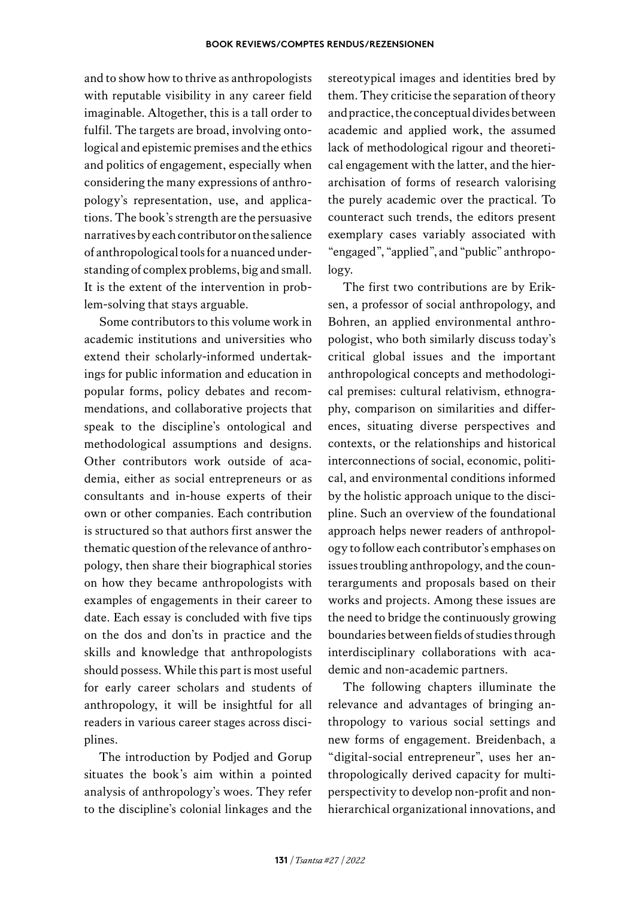and to show how to thrive as anthropologists with reputable visibility in any career field imaginable. Altogether, this is a tall order to fulfil. The targets are broad, involving ontological and epistemic premises and the ethics and politics of engagement, especially when considering the many expressions of anthropology's representation, use, and applications. The book's strength are the persuasive narratives by each contributor on the salience of anthropological tools for a nuanced understanding of complex problems, big and small. It is the extent of the intervention in problem-solving that stays arguable.

Some contributors to this volume work in academic institutions and universities who extend their scholarly-informed undertakings for public information and education in popular forms, policy debates and recommendations, and collaborative projects that speak to the discipline's ontological and methodological assumptions and designs. Other contributors work outside of academia, either as social entrepreneurs or as consultants and in-house experts of their own or other companies. Each contribution is structured so that authors first answer the thematic question of the relevance of anthropology, then share their biographical stories on how they became anthropologists with examples of engagements in their career to date. Each essay is concluded with five tips on the dos and don'ts in practice and the skills and knowledge that anthropologists should possess. While this part is most useful for early career scholars and students of anthropology, it will be insightful for all readers in various career stages across disciplines.

The introduction by Podjed and Gorup situates the book's aim within a pointed analysis of anthropology's woes. They refer to the discipline's colonial linkages and the stereotypical images and identities bred by them. They criticise the separation of theory and practice, the conceptual divides between academic and applied work, the assumed lack of methodological rigour and theoretical engagement with the latter, and the hierarchisation of forms of research valorising the purely academic over the practical. To counteract such trends, the editors present exemplary cases variably associated with "engaged", "applied", and "public" anthropology.

The first two contributions are by Eriksen, a professor of social anthropology, and Bohren, an applied environmental anthropologist, who both similarly discuss today's critical global issues and the important anthropological concepts and methodological premises: cultural relativism, ethnography, comparison on similarities and differences, situating diverse perspectives and contexts, or the relationships and historical interconnections of social, economic, political, and environmental conditions informed by the holistic approach unique to the discipline. Such an overview of the foundational approach helps newer readers of anthropology to follow each contributor's emphases on issues troubling anthropology, and the counterarguments and proposals based on their works and projects. Among these issues are the need to bridge the continuously growing boundaries between fields of studies through interdisciplinary collaborations with academic and non-academic partners.

The following chapters illuminate the relevance and advantages of bringing anthropology to various social settings and new forms of engagement. Breidenbach, a "digital-social entrepreneur", uses her anthropologically derived capacity for multiperspectivity to develop non-profit and nonhierarchical organizational innovations, and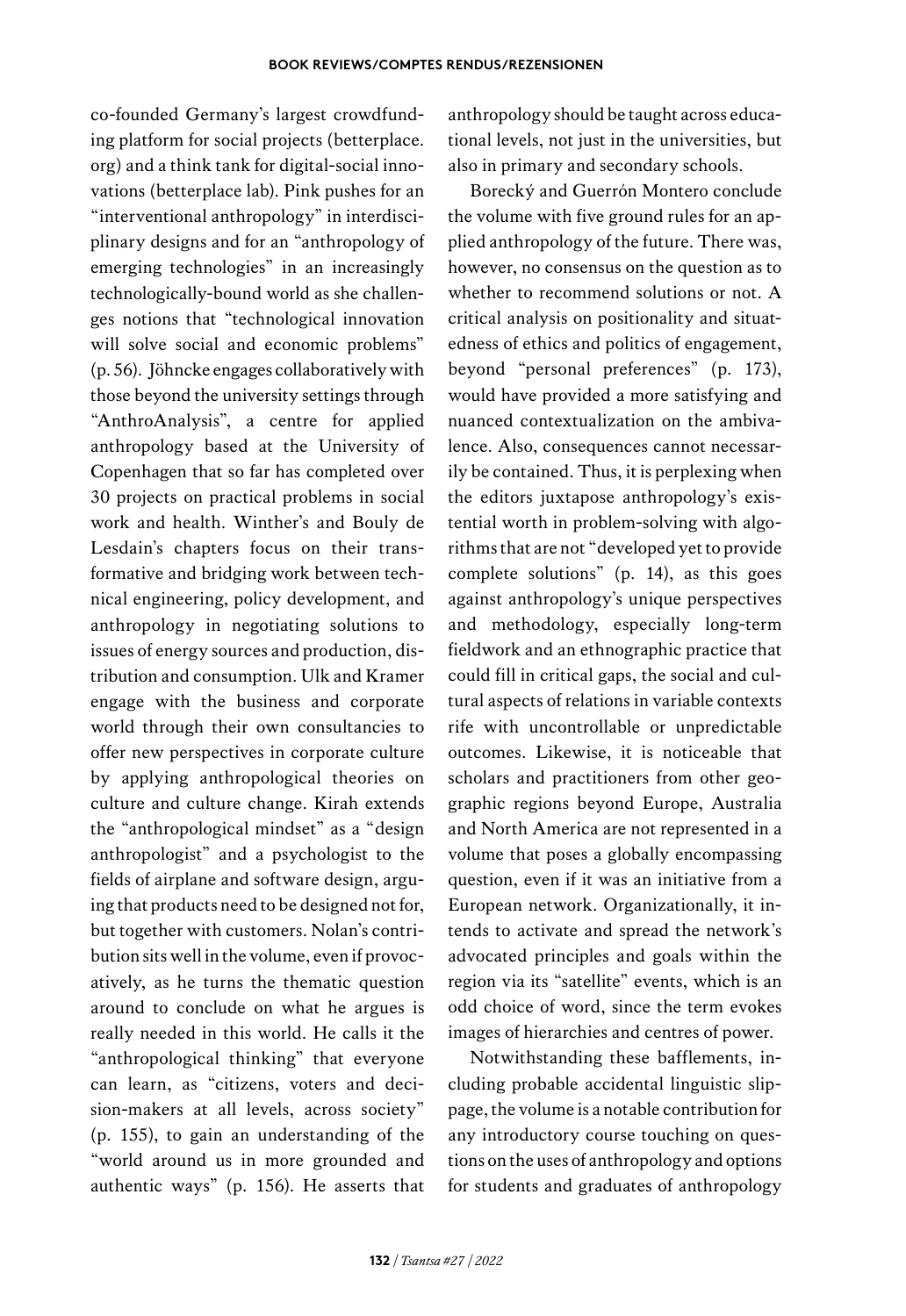co-founded Germany's largest crowdfunding platform for social projects (betterplace.org) and a think tank for digital-social innovations (betterplace lab). Pink pushes for an "interventional anthropology" in interdisciplinary designs and for an "anthropology of emerging technologies" in an increasingly technologically-bound world as she challenges notions that "technological innovation will solve social and economic problems" (p. 56). Jöhncke engages collaboratively with those beyond the university settings through "AnthroAnalysis", a centre for applied anthropology based at the University of Copenhagen that so far has completed over 30 projects on practical problems in social work and health. Winther's and Bouly de Lesdain's chapters focus on their transformative and bridging work between technical engineering, policy development, and anthropology in negotiating solutions to issues of energy sources and production, distribution and consumption. Ulk and Kramer engage with the business and corporate world through their own consultancies to offer new perspectives in corporate culture by applying anthropological theories on culture and culture change. Kirah extends the "anthropological mindset" as a "design anthropologist" and a psychologist to the fields of airplane and software design, arguing that products need to be designed not for, but together with customers. Nolan's contribution sits well in the volume, even if provocatively, as he turns the thematic question around to conclude on what he argues is really needed in this world. He calls it the "anthropological thinking" that everyone can learn, as "citizens, voters and decision-makers at all levels, across society" (p. 155), to gain an understanding of the "world around us in more grounded and authentic ways" (p. 156). He asserts that anthropology should be taught across educational levels, not just in the universities, but also in primary and secondary schools.

Borecký and Guerrón Montero conclude the volume with five ground rules for an applied anthropology of the future. There was, however, no consensus on the question as to whether to recommend solutions or not. A critical analysis on positionality and situatedness of ethics and politics of engagement, beyond "personal preferences" (p. 173), would have provided a more satisfying and nuanced contextualization on the ambivalence. Also, consequences cannot necessarily be contained. Thus, it is perplexing when the editors juxtapose anthropology's existential worth in problem-solving with algorithms that are not "developed yet to provide complete solutions" (p. 14), as this goes against anthropology's unique perspectives and methodology, especially long-term fieldwork and an ethnographic practice that could fill in critical gaps, the social and cultural aspects of relations in variable contexts rife with uncontrollable or unpredictable outcomes. Likewise, it is noticeable that scholars and practitioners from other geographic regions beyond Europe, Australia and North America are not represented in a volume that poses a globally encompassing question, even if it was an initiative from a European network. Organizationally, it intends to activate and spread the network's advocated principles and goals within the region via its "satellite" events, which is an odd choice of word, since the term evokes images of hierarchies and centres of power.

Notwithstanding these bafflements, including probable accidental linguistic slippage, the volume is a notable contribution for any introductory course touching on questions on the uses of anthropology and options for students and graduates of anthropology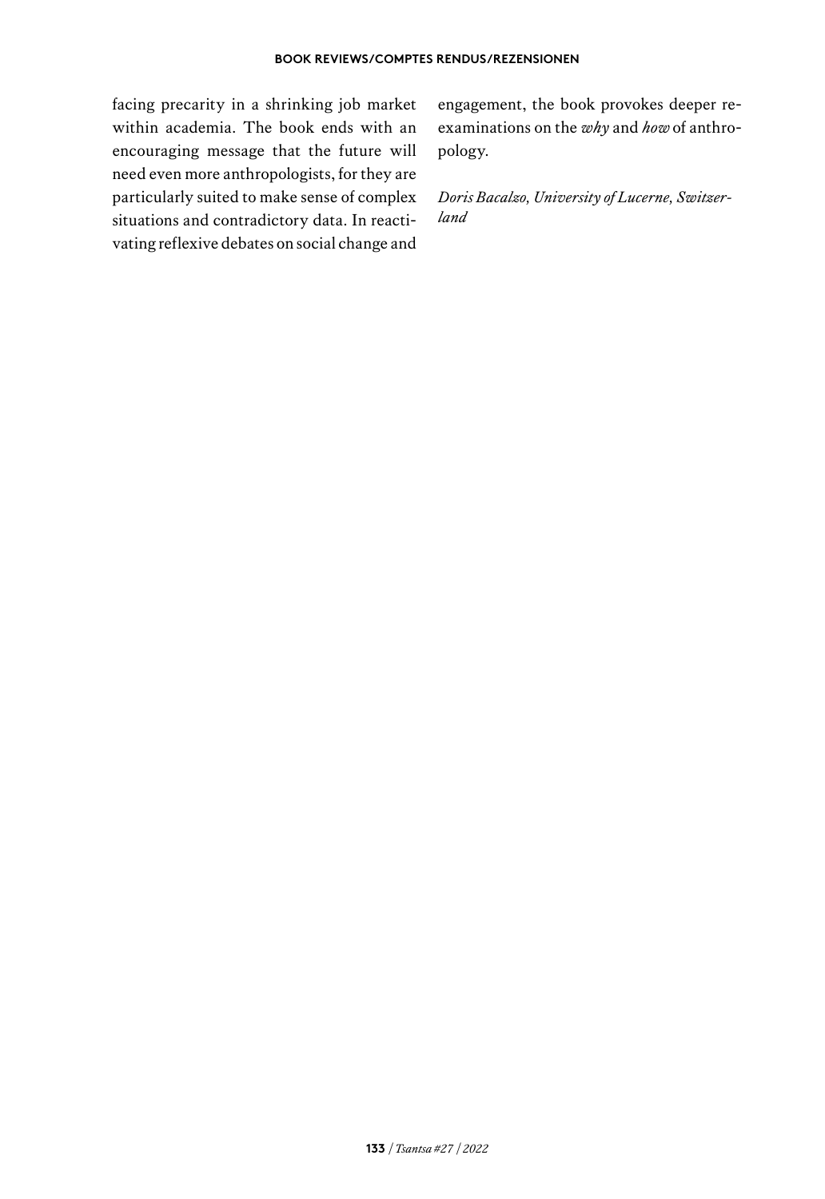facing precarity in a shrinking job market within academia. The book ends with an encouraging message that the future will need even more anthropologists, for they are particularly suited to make sense of complex situations and contradictory data. In reactivating reflexive debates on social change and engagement, the book provokes deeper re-examinations on the *why* and *how* of anthropology.

*Doris Bacalzo, University of Lucerne, Switzerland*